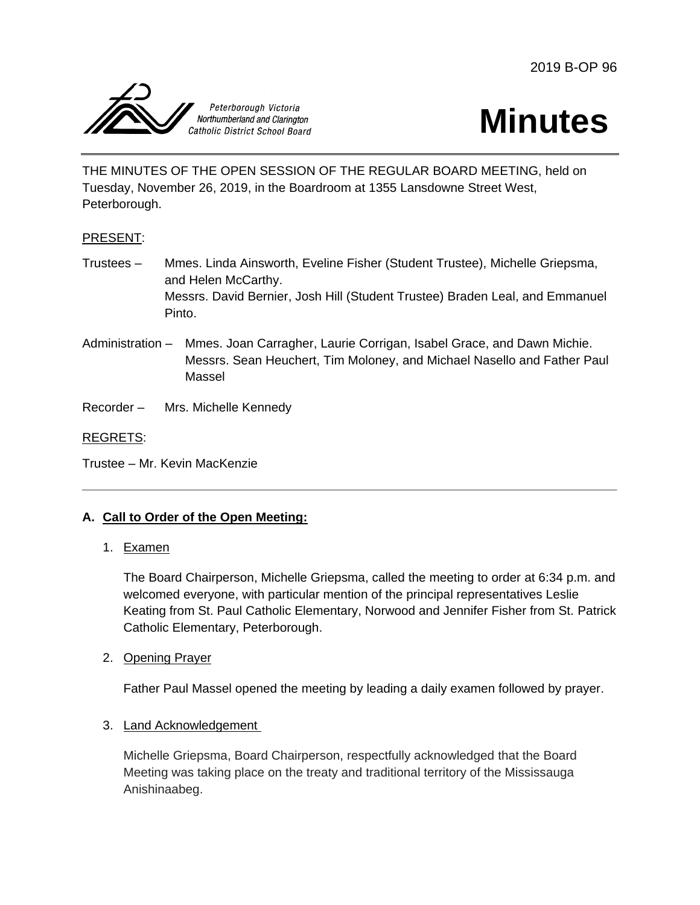2019 B-OP 96

Peterborough Victoria Northumberland and Clarington Catholic District School Board

# Minutes

THE MINUTES OF THE OPEN SESSION OF THE REGULAR BOARD MEETING, held on Tuesday, November 26, 2019, in the Boardroom at 1355 Lansdowne Street West, Peterborough.

PRESENT:

Trustees – Mmes. Linda Ainsworth, Eveline Fisher (Student Trustee), Michelle Griepsma, and Helen McCarthy.
Messrs. David Bernier, Josh Hill (Student Trustee) Braden Leal, and Emmanuel Pinto.

Administration – Mmes. Joan Carragher, Laurie Corrigan, Isabel Grace, and Dawn Michie.
Messrs. Sean Heuchert, Tim Moloney, and Michael Nasello and Father Paul Massel

Recorder – Mrs. Michelle Kennedy

REGRETS:

Trustee – Mr. Kevin MacKenzie

---

## A. Call to Order of the Open Meeting:

1. Examen

   The Board Chairperson, Michelle Griepsma, called the meeting to order at 6:34 p.m. and welcomed everyone, with particular mention of the principal representatives Leslie Keating from St. Paul Catholic Elementary, Norwood and Jennifer Fisher from St. Patrick Catholic Elementary, Peterborough.

2. Opening Prayer

   Father Paul Massel opened the meeting by leading a daily examen followed by prayer.

3. Land Acknowledgement

   Michelle Griepsma, Board Chairperson, respectfully acknowledged that the Board Meeting was taking place on the treaty and traditional territory of the Mississauga Anishinaabeg.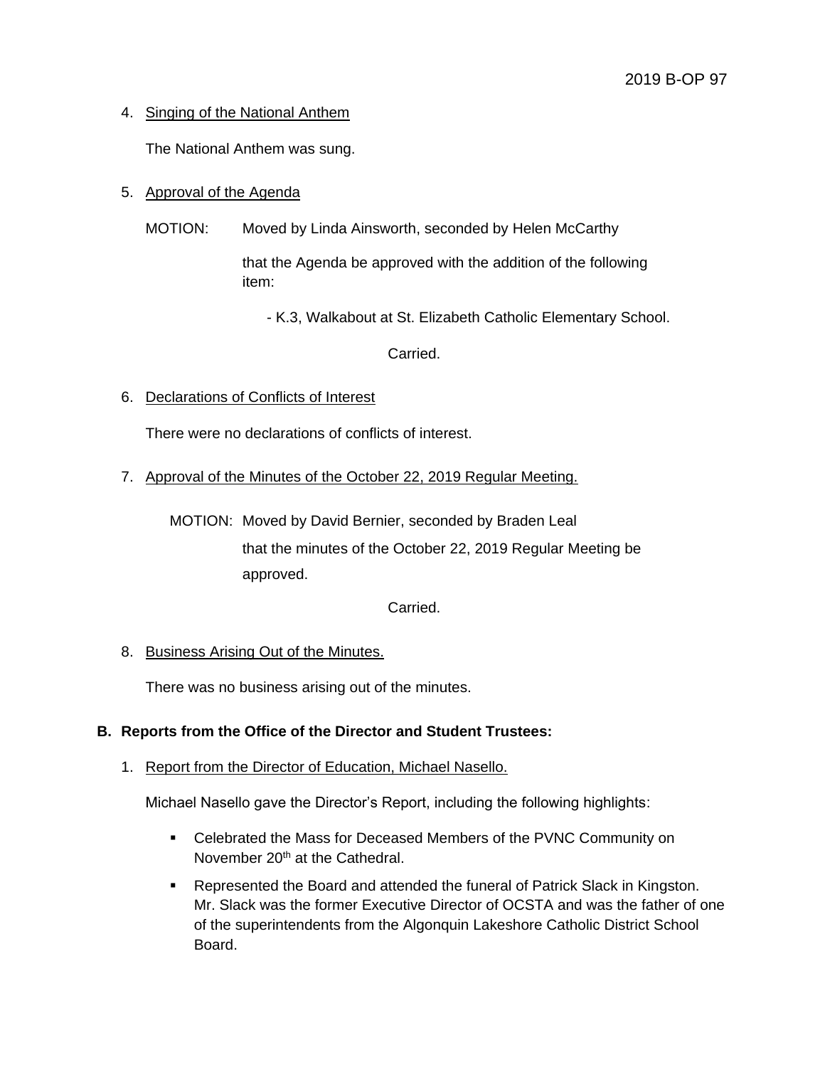4. Singing of the National Anthem

   The National Anthem was sung.

5. Approval of the Agenda

   MOTION: Moved by Linda Ainsworth, seconded by Helen McCarthy

   that the Agenda be approved with the addition of the following item:

   - K.3, Walkabout at St. Elizabeth Catholic Elementary School.

   Carried.

6. Declarations of Conflicts of Interest

   There were no declarations of conflicts of interest.

7. Approval of the Minutes of the October 22, 2019 Regular Meeting.

   MOTION: Moved by David Bernier, seconded by Braden Leal

   that the minutes of the October 22, 2019 Regular Meeting be approved.

   Carried.

8. Business Arising Out of the Minutes.

   There was no business arising out of the minutes.

**B. Reports from the Office of the Director and Student Trustees:**

1. Report from the Director of Education, Michael Nasello.

   Michael Nasello gave the Director's Report, including the following highlights:

   - Celebrated the Mass for Deceased Members of the PVNC Community on November 20th at the Cathedral.
   - Represented the Board and attended the funeral of Patrick Slack in Kingston. Mr. Slack was the former Executive Director of OCSTA and was the father of one of the superintendents from the Algonquin Lakeshore Catholic District School Board.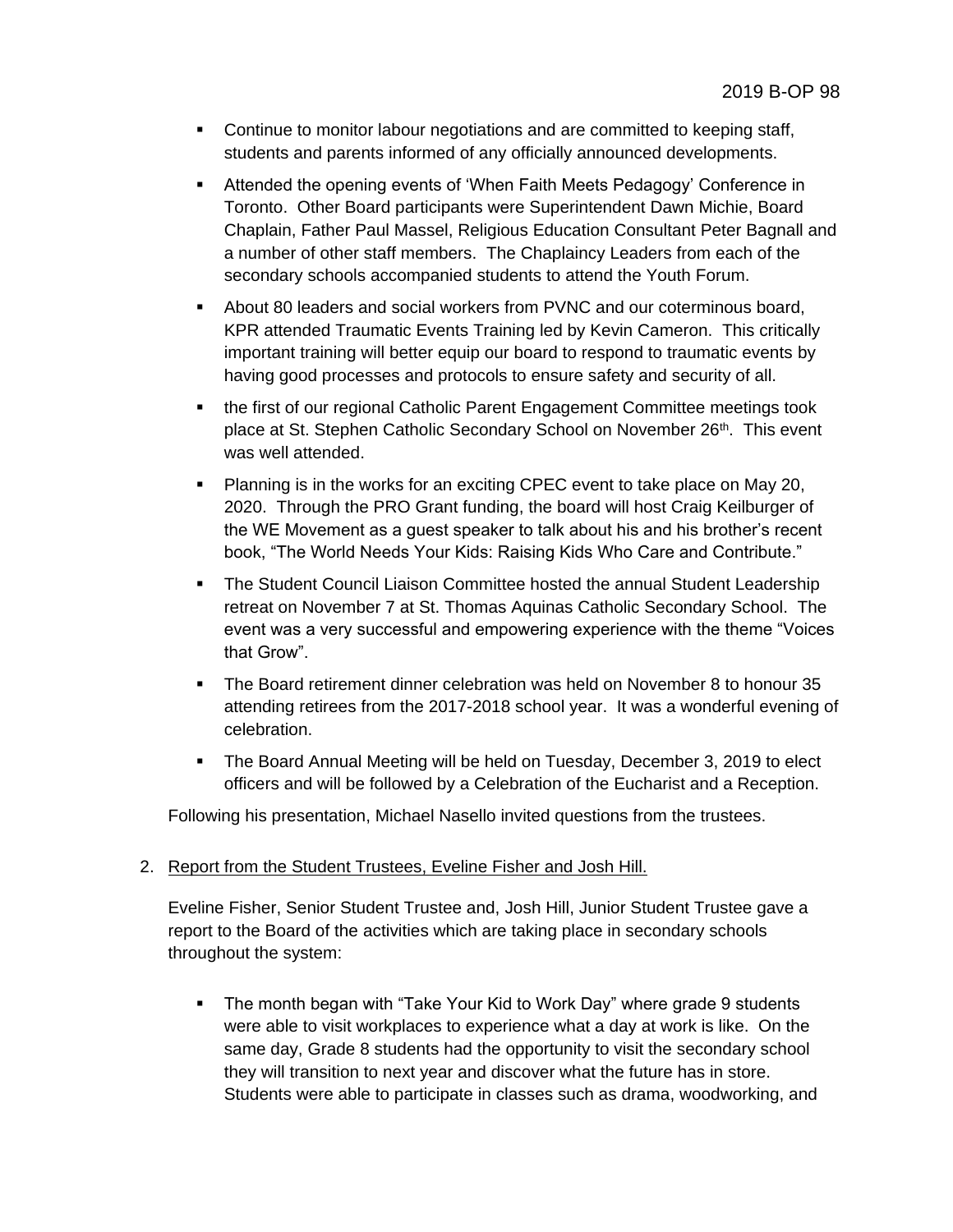- Continue to monitor labour negotiations and are committed to keeping staff, students and parents informed of any officially announced developments.
- Attended the opening events of 'When Faith Meets Pedagogy' Conference in Toronto. Other Board participants were Superintendent Dawn Michie, Board Chaplain, Father Paul Massel, Religious Education Consultant Peter Bagnall and a number of other staff members. The Chaplaincy Leaders from each of the secondary schools accompanied students to attend the Youth Forum.
- About 80 leaders and social workers from PVNC and our coterminous board, KPR attended Traumatic Events Training led by Kevin Cameron. This critically important training will better equip our board to respond to traumatic events by having good processes and protocols to ensure safety and security of all.
- the first of our regional Catholic Parent Engagement Committee meetings took place at St. Stephen Catholic Secondary School on November 26th. This event was well attended.
- Planning is in the works for an exciting CPEC event to take place on May 20, 2020. Through the PRO Grant funding, the board will host Craig Keilburger of the WE Movement as a guest speaker to talk about his and his brother's recent book, "The World Needs Your Kids: Raising Kids Who Care and Contribute."
- The Student Council Liaison Committee hosted the annual Student Leadership retreat on November 7 at St. Thomas Aquinas Catholic Secondary School. The event was a very successful and empowering experience with the theme "Voices that Grow".
- The Board retirement dinner celebration was held on November 8 to honour 35 attending retirees from the 2017-2018 school year. It was a wonderful evening of celebration.
- The Board Annual Meeting will be held on Tuesday, December 3, 2019 to elect officers and will be followed by a Celebration of the Eucharist and a Reception.

Following his presentation, Michael Nasello invited questions from the trustees.

2. Report from the Student Trustees, Eveline Fisher and Josh Hill.

Eveline Fisher, Senior Student Trustee and, Josh Hill, Junior Student Trustee gave a report to the Board of the activities which are taking place in secondary schools throughout the system:

- The month began with "Take Your Kid to Work Day" where grade 9 students were able to visit workplaces to experience what a day at work is like. On the same day, Grade 8 students had the opportunity to visit the secondary school they will transition to next year and discover what the future has in store. Students were able to participate in classes such as drama, woodworking, and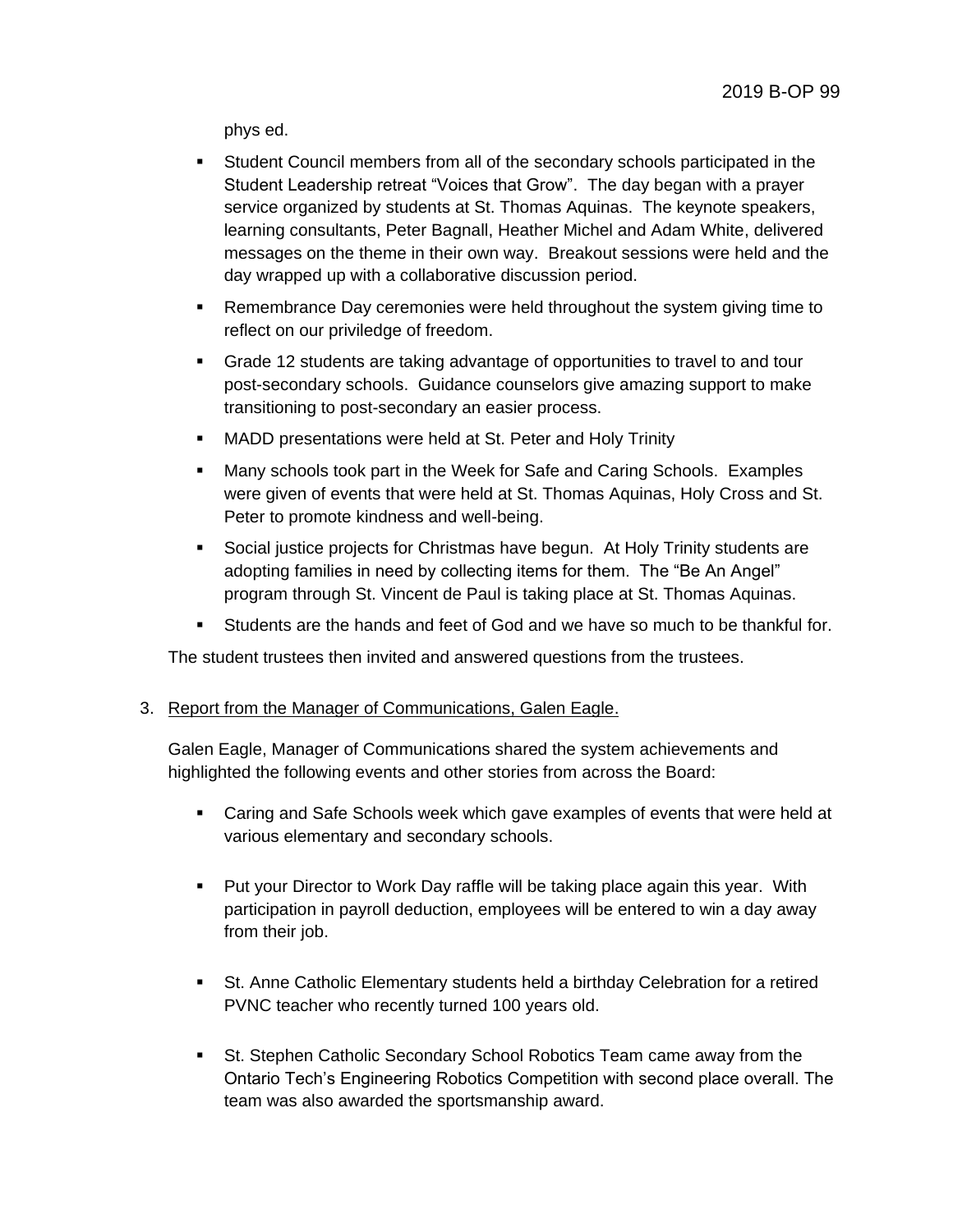phys ed.

- Student Council members from all of the secondary schools participated in the Student Leadership retreat "Voices that Grow". The day began with a prayer service organized by students at St. Thomas Aquinas. The keynote speakers, learning consultants, Peter Bagnall, Heather Michel and Adam White, delivered messages on the theme in their own way. Breakout sessions were held and the day wrapped up with a collaborative discussion period.
- Remembrance Day ceremonies were held throughout the system giving time to reflect on our priviledge of freedom.
- Grade 12 students are taking advantage of opportunities to travel to and tour post-secondary schools. Guidance counselors give amazing support to make transitioning to post-secondary an easier process.
- MADD presentations were held at St. Peter and Holy Trinity
- Many schools took part in the Week for Safe and Caring Schools. Examples were given of events that were held at St. Thomas Aquinas, Holy Cross and St. Peter to promote kindness and well-being.
- Social justice projects for Christmas have begun. At Holy Trinity students are adopting families in need by collecting items for them. The "Be An Angel" program through St. Vincent de Paul is taking place at St. Thomas Aquinas.
- Students are the hands and feet of God and we have so much to be thankful for.

The student trustees then invited and answered questions from the trustees.

3. <u>Report from the Manager of Communications, Galen Eagle.</u>

Galen Eagle, Manager of Communications shared the system achievements and highlighted the following events and other stories from across the Board:

- Caring and Safe Schools week which gave examples of events that were held at various elementary and secondary schools.
- Put your Director to Work Day raffle will be taking place again this year. With participation in payroll deduction, employees will be entered to win a day away from their job.
- St. Anne Catholic Elementary students held a birthday Celebration for a retired PVNC teacher who recently turned 100 years old.
- St. Stephen Catholic Secondary School Robotics Team came away from the Ontario Tech's Engineering Robotics Competition with second place overall. The team was also awarded the sportsmanship award.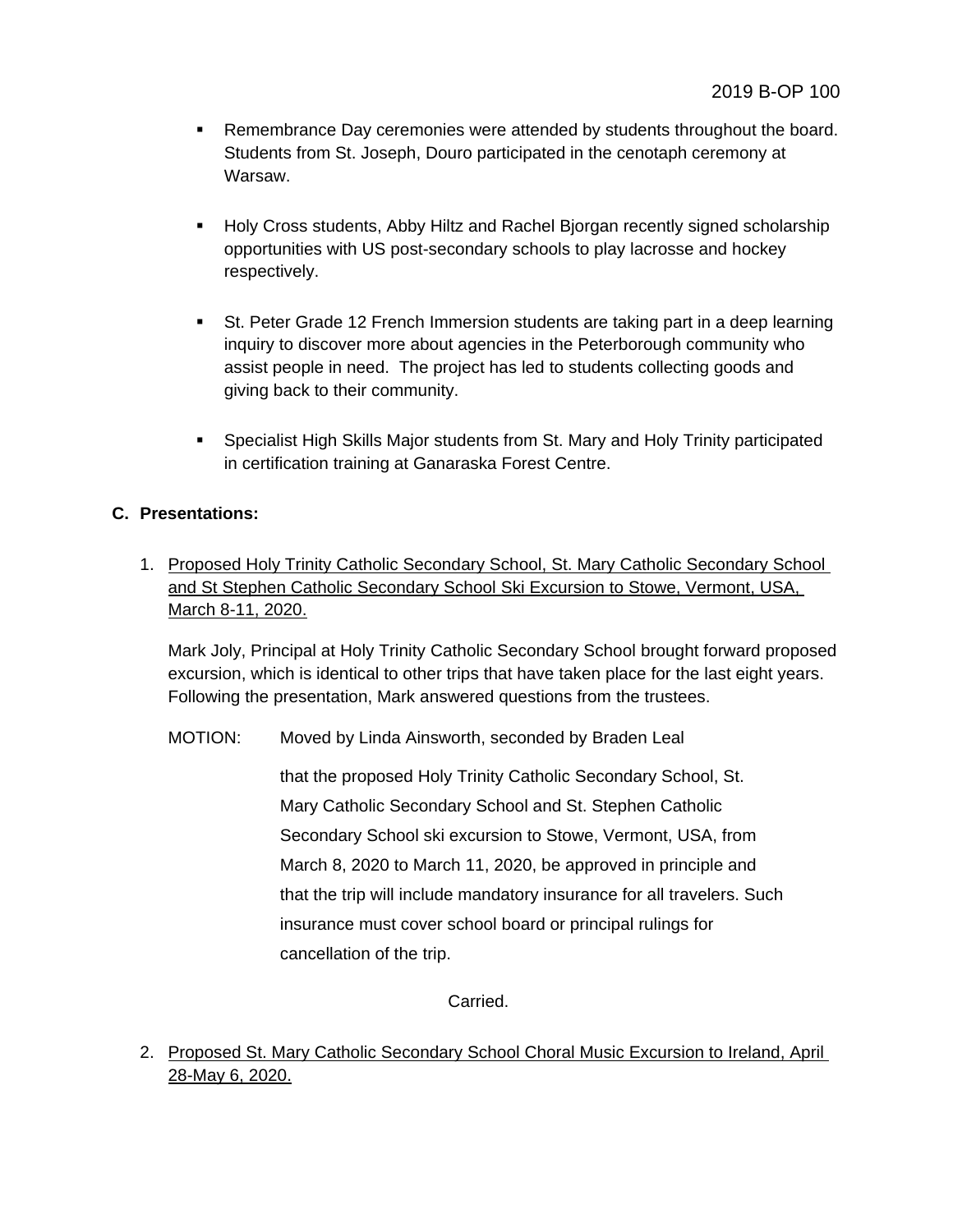- Remembrance Day ceremonies were attended by students throughout the board. Students from St. Joseph, Douro participated in the cenotaph ceremony at Warsaw.

- Holy Cross students, Abby Hiltz and Rachel Bjorgan recently signed scholarship opportunities with US post-secondary schools to play lacrosse and hockey respectively.

- St. Peter Grade 12 French Immersion students are taking part in a deep learning inquiry to discover more about agencies in the Peterborough community who assist people in need. The project has led to students collecting goods and giving back to their community.

- Specialist High Skills Major students from St. Mary and Holy Trinity participated in certification training at Ganaraska Forest Centre.

## C. Presentations:

1. Proposed Holy Trinity Catholic Secondary School, St. Mary Catholic Secondary School and St Stephen Catholic Secondary School Ski Excursion to Stowe, Vermont, USA, March 8-11, 2020.

   Mark Joly, Principal at Holy Trinity Catholic Secondary School brought forward proposed excursion, which is identical to other trips that have taken place for the last eight years. Following the presentation, Mark answered questions from the trustees.

   MOTION: Moved by Linda Ainsworth, seconded by Braden Leal

   that the proposed Holy Trinity Catholic Secondary School, St. Mary Catholic Secondary School and St. Stephen Catholic Secondary School ski excursion to Stowe, Vermont, USA, from March 8, 2020 to March 11, 2020, be approved in principle and that the trip will include mandatory insurance for all travelers. Such insurance must cover school board or principal rulings for cancellation of the trip.

   Carried.

2. Proposed St. Mary Catholic Secondary School Choral Music Excursion to Ireland, April 28-May 6, 2020.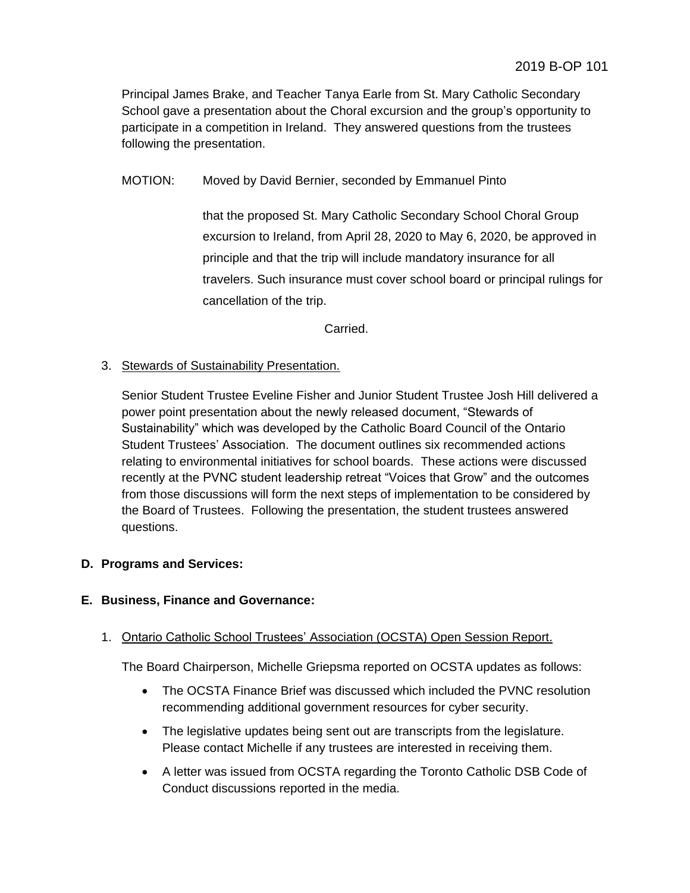Principal James Brake, and Teacher Tanya Earle from St. Mary Catholic Secondary School gave a presentation about the Choral excursion and the group's opportunity to participate in a competition in Ireland. They answered questions from the trustees following the presentation.

MOTION: Moved by David Bernier, seconded by Emmanuel Pinto

that the proposed St. Mary Catholic Secondary School Choral Group excursion to Ireland, from April 28, 2020 to May 6, 2020, be approved in principle and that the trip will include mandatory insurance for all travelers. Such insurance must cover school board or principal rulings for cancellation of the trip.

Carried.

3. Stewards of Sustainability Presentation.

Senior Student Trustee Eveline Fisher and Junior Student Trustee Josh Hill delivered a power point presentation about the newly released document, "Stewards of Sustainability" which was developed by the Catholic Board Council of the Ontario Student Trustees' Association. The document outlines six recommended actions relating to environmental initiatives for school boards. These actions were discussed recently at the PVNC student leadership retreat "Voices that Grow" and the outcomes from those discussions will form the next steps of implementation to be considered by the Board of Trustees. Following the presentation, the student trustees answered questions.

**D. Programs and Services:**

**E. Business, Finance and Governance:**

1. Ontario Catholic School Trustees' Association (OCSTA) Open Session Report.

The Board Chairperson, Michelle Griepsma reported on OCSTA updates as follows:

- The OCSTA Finance Brief was discussed which included the PVNC resolution recommending additional government resources for cyber security.
- The legislative updates being sent out are transcripts from the legislature. Please contact Michelle if any trustees are interested in receiving them.
- A letter was issued from OCSTA regarding the Toronto Catholic DSB Code of Conduct discussions reported in the media.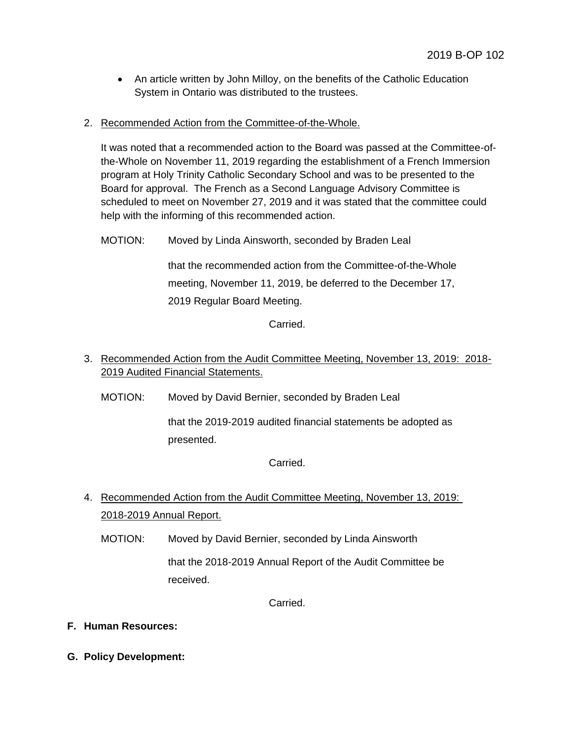- An article written by John Milloy, on the benefits of the Catholic Education System in Ontario was distributed to the trustees.

2. Recommended Action from the Committee-of-the-Whole.

   It was noted that a recommended action to the Board was passed at the Committee-of-the-Whole on November 11, 2019 regarding the establishment of a French Immersion program at Holy Trinity Catholic Secondary School and was to be presented to the Board for approval. The French as a Second Language Advisory Committee is scheduled to meet on November 27, 2019 and it was stated that the committee could help with the informing of this recommended action.

   MOTION: Moved by Linda Ainsworth, seconded by Braden Leal

   that the recommended action from the Committee-of-the-Whole meeting, November 11, 2019, be deferred to the December 17, 2019 Regular Board Meeting.

   Carried.

3. Recommended Action from the Audit Committee Meeting, November 13, 2019: 2018-2019 Audited Financial Statements.

   MOTION: Moved by David Bernier, seconded by Braden Leal

   that the 2019-2019 audited financial statements be adopted as presented.

   Carried.

4. Recommended Action from the Audit Committee Meeting, November 13, 2019: 2018-2019 Annual Report.

   MOTION: Moved by David Bernier, seconded by Linda Ainsworth

   that the 2018-2019 Annual Report of the Audit Committee be received.

   Carried.

**F. Human Resources:**

**G. Policy Development:**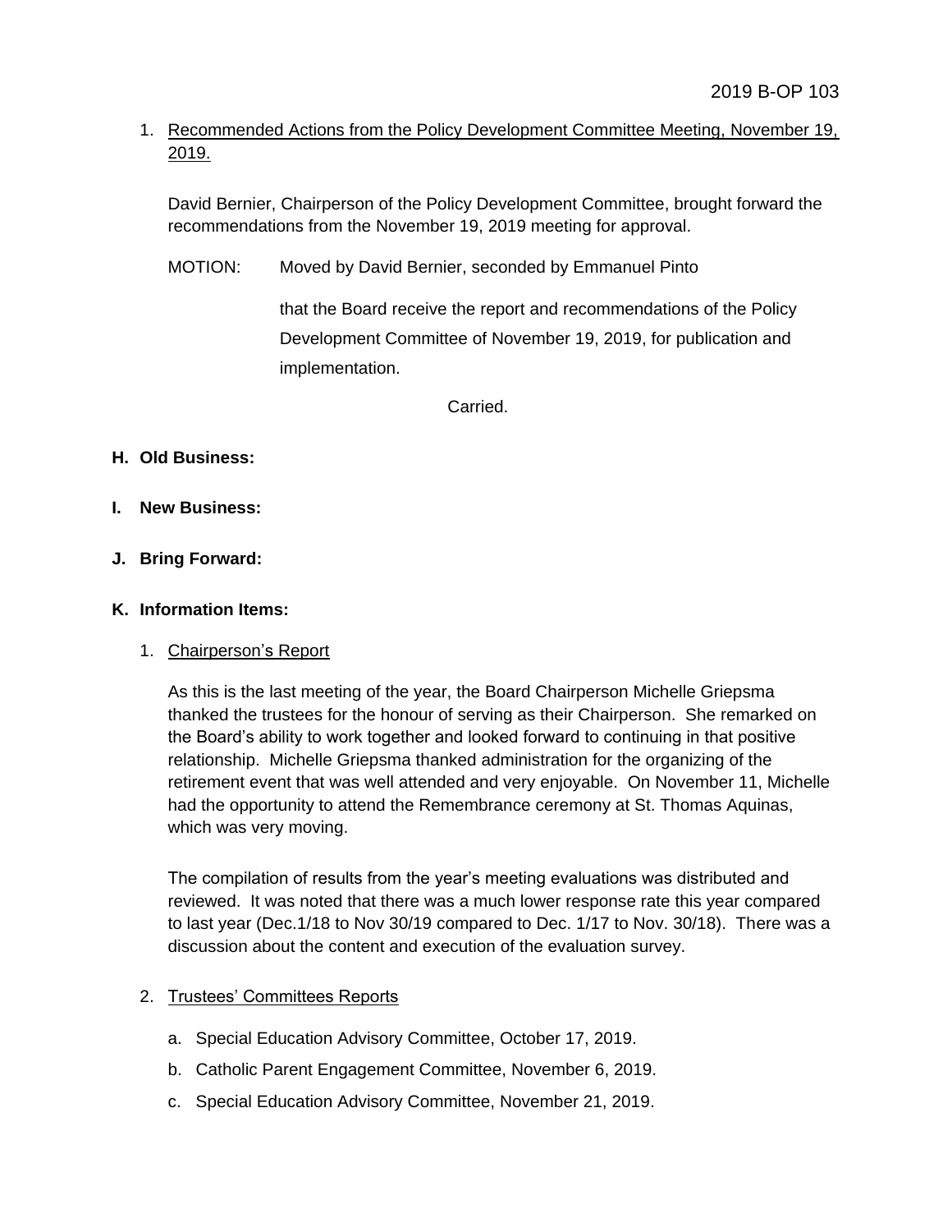2019 B-OP 103

1. Recommended Actions from the Policy Development Committee Meeting, November 19, 2019.

   David Bernier, Chairperson of the Policy Development Committee, brought forward the recommendations from the November 19, 2019 meeting for approval.

   MOTION: Moved by David Bernier, seconded by Emmanuel Pinto

   that the Board receive the report and recommendations of the Policy Development Committee of November 19, 2019, for publication and implementation.

   Carried.

**H. Old Business:**

**I. New Business:**

**J. Bring Forward:**

**K. Information Items:**

1. Chairperson's Report

   As this is the last meeting of the year, the Board Chairperson Michelle Griepsma thanked the trustees for the honour of serving as their Chairperson. She remarked on the Board's ability to work together and looked forward to continuing in that positive relationship. Michelle Griepsma thanked administration for the organizing of the retirement event that was well attended and very enjoyable. On November 11, Michelle had the opportunity to attend the Remembrance ceremony at St. Thomas Aquinas, which was very moving.

   The compilation of results from the year's meeting evaluations was distributed and reviewed. It was noted that there was a much lower response rate this year compared to last year (Dec.1/18 to Nov 30/19 compared to Dec. 1/17 to Nov. 30/18). There was a discussion about the content and execution of the evaluation survey.

2. Trustees' Committees Reports

   a. Special Education Advisory Committee, October 17, 2019.
   b. Catholic Parent Engagement Committee, November 6, 2019.
   c. Special Education Advisory Committee, November 21, 2019.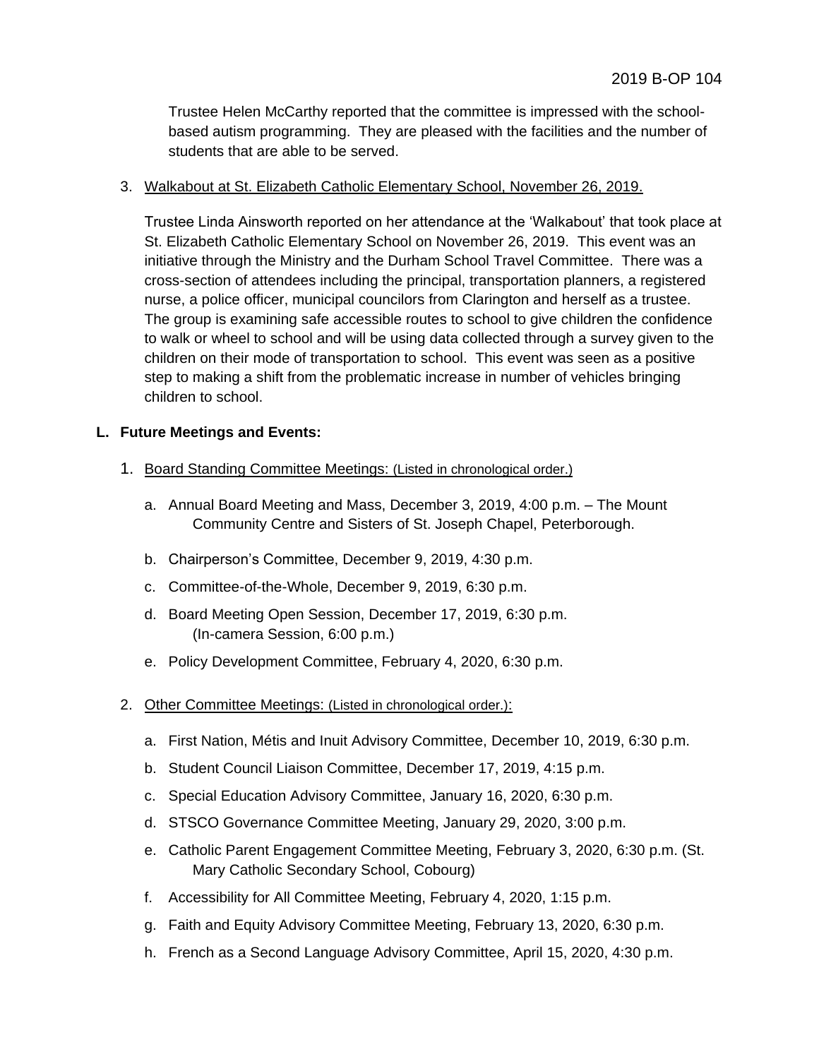Trustee Helen McCarthy reported that the committee is impressed with the school-based autism programming. They are pleased with the facilities and the number of students that are able to be served.

3. Walkabout at St. Elizabeth Catholic Elementary School, November 26, 2019.

   Trustee Linda Ainsworth reported on her attendance at the 'Walkabout' that took place at St. Elizabeth Catholic Elementary School on November 26, 2019. This event was an initiative through the Ministry and the Durham School Travel Committee. There was a cross-section of attendees including the principal, transportation planners, a registered nurse, a police officer, municipal councilors from Clarington and herself as a trustee. The group is examining safe accessible routes to school to give children the confidence to walk or wheel to school and will be using data collected through a survey given to the children on their mode of transportation to school. This event was seen as a positive step to making a shift from the problematic increase in number of vehicles bringing children to school.

**L. Future Meetings and Events:**

1. Board Standing Committee Meetings: (Listed in chronological order.)

   a. Annual Board Meeting and Mass, December 3, 2019, 4:00 p.m. – The Mount Community Centre and Sisters of St. Joseph Chapel, Peterborough.

   b. Chairperson's Committee, December 9, 2019, 4:30 p.m.

   c. Committee-of-the-Whole, December 9, 2019, 6:30 p.m.

   d. Board Meeting Open Session, December 17, 2019, 6:30 p.m. (In-camera Session, 6:00 p.m.)

   e. Policy Development Committee, February 4, 2020, 6:30 p.m.

2. Other Committee Meetings: (Listed in chronological order.):

   a. First Nation, Métis and Inuit Advisory Committee, December 10, 2019, 6:30 p.m.

   b. Student Council Liaison Committee, December 17, 2019, 4:15 p.m.

   c. Special Education Advisory Committee, January 16, 2020, 6:30 p.m.

   d. STSCO Governance Committee Meeting, January 29, 2020, 3:00 p.m.

   e. Catholic Parent Engagement Committee Meeting, February 3, 2020, 6:30 p.m. (St. Mary Catholic Secondary School, Cobourg)

   f. Accessibility for All Committee Meeting, February 4, 2020, 1:15 p.m.

   g. Faith and Equity Advisory Committee Meeting, February 13, 2020, 6:30 p.m.

   h. French as a Second Language Advisory Committee, April 15, 2020, 4:30 p.m.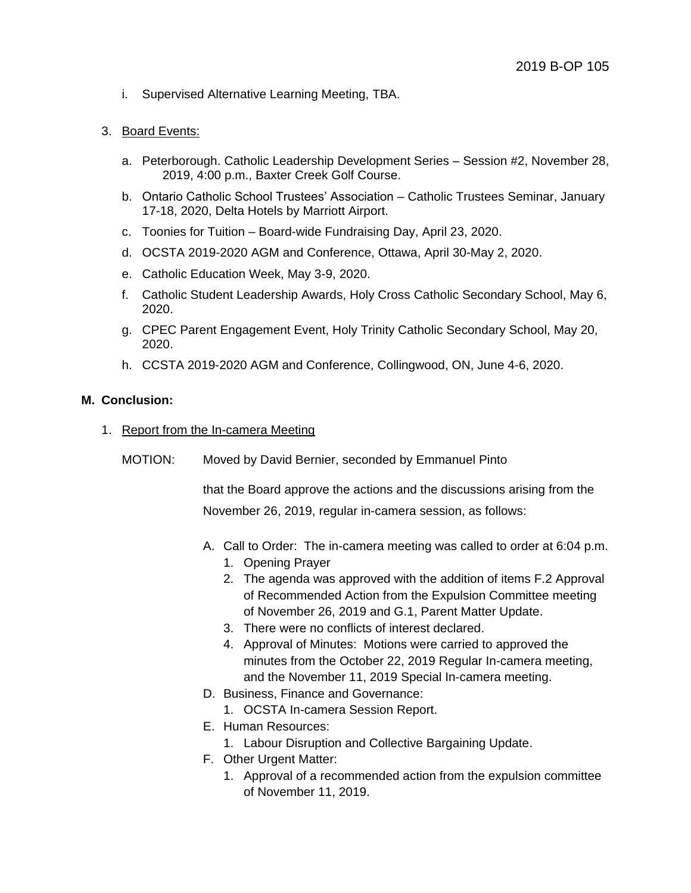i. Supervised Alternative Learning Meeting, TBA.

3. Board Events:

   a. Peterborough. Catholic Leadership Development Series – Session #2, November 28, 2019, 4:00 p.m., Baxter Creek Golf Course.
   b. Ontario Catholic School Trustees' Association – Catholic Trustees Seminar, January 17-18, 2020, Delta Hotels by Marriott Airport.
   c. Toonies for Tuition – Board-wide Fundraising Day, April 23, 2020.
   d. OCSTA 2019-2020 AGM and Conference, Ottawa, April 30-May 2, 2020.
   e. Catholic Education Week, May 3-9, 2020.
   f. Catholic Student Leadership Awards, Holy Cross Catholic Secondary School, May 6, 2020.
   g. CPEC Parent Engagement Event, Holy Trinity Catholic Secondary School, May 20, 2020.
   h. CCSTA 2019-2020 AGM and Conference, Collingwood, ON, June 4-6, 2020.

**M. Conclusion:**

1. Report from the In-camera Meeting

MOTION: Moved by David Bernier, seconded by Emmanuel Pinto

that the Board approve the actions and the discussions arising from the November 26, 2019, regular in-camera session, as follows:

A. Call to Order: The in-camera meeting was called to order at 6:04 p.m.
   1. Opening Prayer
   2. The agenda was approved with the addition of items F.2 Approval of Recommended Action from the Expulsion Committee meeting of November 26, 2019 and G.1, Parent Matter Update.
   3. There were no conflicts of interest declared.
   4. Approval of Minutes: Motions were carried to approved the minutes from the October 22, 2019 Regular In-camera meeting, and the November 11, 2019 Special In-camera meeting.

D. Business, Finance and Governance:
   1. OCSTA In-camera Session Report.

E. Human Resources:
   1. Labour Disruption and Collective Bargaining Update.

F. Other Urgent Matter:
   1. Approval of a recommended action from the expulsion committee of November 11, 2019.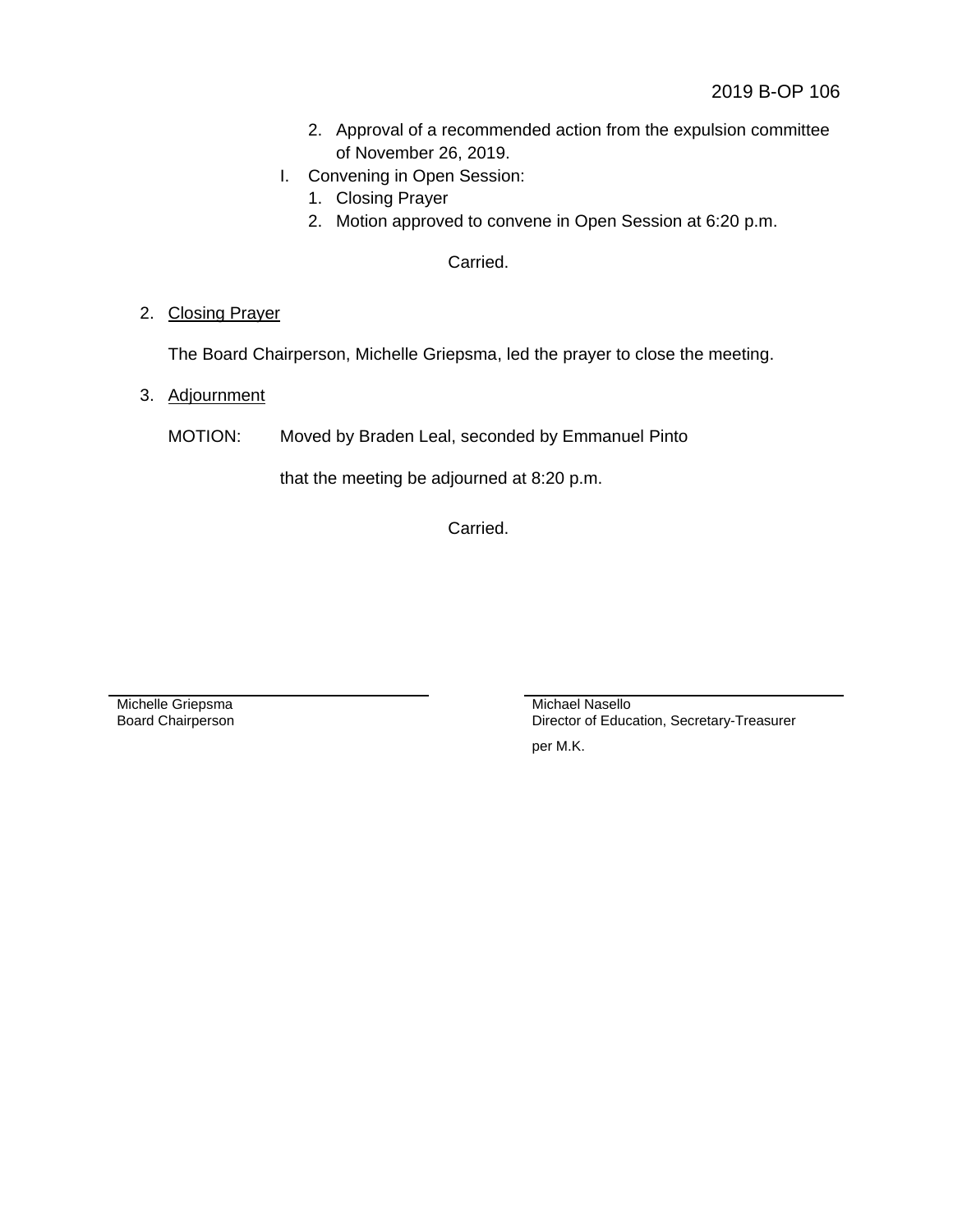2. Approval of a recommended action from the expulsion committee of November 26, 2019.

I. Convening in Open Session:
   1. Closing Prayer
   2. Motion approved to convene in Open Session at 6:20 p.m.

Carried.

2. Closing Prayer

The Board Chairperson, Michelle Griepsma, led the prayer to close the meeting.

3. Adjournment

MOTION: Moved by Braden Leal, seconded by Emmanuel Pinto

that the meeting be adjourned at 8:20 p.m.

Carried.

Michelle Griepsma
Board Chairperson

Michael Nasello
Director of Education, Secretary-Treasurer
per M.K.